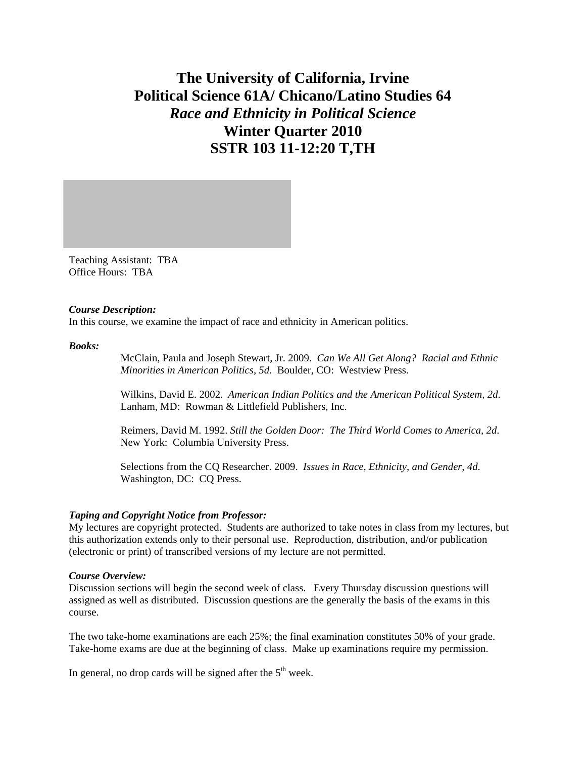# The University of California, Irvine
# Political Science 61A/ Chicano/Latino Studies 64
# *Race and Ethnicity in Political Science*
# Winter Quarter 2010
# SSTR 103 11-12:20 T,TH

Teaching Assistant: TBA
Office Hours: TBA

***Course Description:***
In this course, we examine the impact of race and ethnicity in American politics.

***Books:***

McClain, Paula and Joseph Stewart, Jr. 2009. *Can We All Get Along? Racial and Ethnic Minorities in American Politics, 5d.* Boulder, CO: Westview Press.

Wilkins, David E. 2002. *American Indian Politics and the American Political System, 2d.* Lanham, MD: Rowman & Littlefield Publishers, Inc.

Reimers, David M. 1992. *Still the Golden Door: The Third World Comes to America, 2d.* New York: Columbia University Press.

Selections from the CQ Researcher. 2009. *Issues in Race, Ethnicity, and Gender, 4d.* Washington, DC: CQ Press.

***Taping and Copyright Notice from Professor:***
My lectures are copyright protected. Students are authorized to take notes in class from my lectures, but this authorization extends only to their personal use. Reproduction, distribution, and/or publication (electronic or print) of transcribed versions of my lecture are not permitted.

***Course Overview:***
Discussion sections will begin the second week of class. Every Thursday discussion questions will assigned as well as distributed. Discussion questions are the generally the basis of the exams in this course.

The two take-home examinations are each 25%; the final examination constitutes 50% of your grade. Take-home exams are due at the beginning of class. Make up examinations require my permission.

In general, no drop cards will be signed after the 5th week.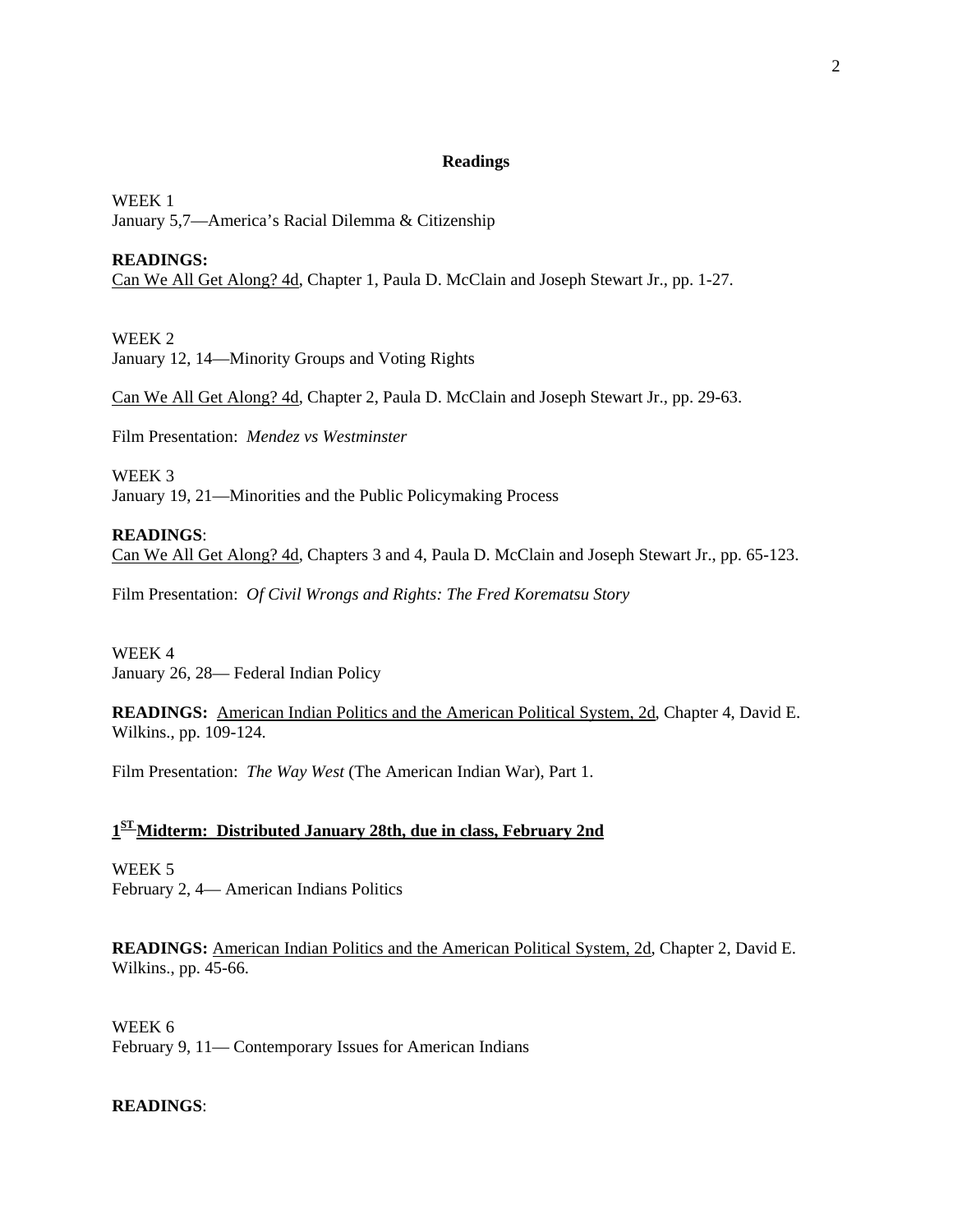## Readings

WEEK 1
January 5,7—America's Racial Dilemma & Citizenship

**READINGS:**
Can We All Get Along? 4d, Chapter 1, Paula D. McClain and Joseph Stewart Jr., pp. 1-27.

WEEK 2
January 12, 14—Minority Groups and Voting Rights

Can We All Get Along? 4d, Chapter 2, Paula D. McClain and Joseph Stewart Jr., pp. 29-63.

Film Presentation: *Mendez vs Westminster*

WEEK 3
January 19, 21—Minorities and the Public Policymaking Process

**READINGS**:
Can We All Get Along? 4d, Chapters 3 and 4, Paula D. McClain and Joseph Stewart Jr., pp. 65-123.

Film Presentation: *Of Civil Wrongs and Rights: The Fred Korematsu Story*

WEEK 4
January 26, 28— Federal Indian Policy

**READINGS:** American Indian Politics and the American Political System, 2d, Chapter 4, David E. Wilkins., pp. 109-124.

Film Presentation: *The Way West* (The American Indian War), Part 1.

**1[ST] Midterm: Distributed January 28th, due in class, February 2nd**

WEEK 5
February 2, 4— American Indians Politics

**READINGS:** American Indian Politics and the American Political System, 2d, Chapter 2, David E. Wilkins., pp. 45-66.

WEEK 6
February 9, 11— Contemporary Issues for American Indians

**READINGS**: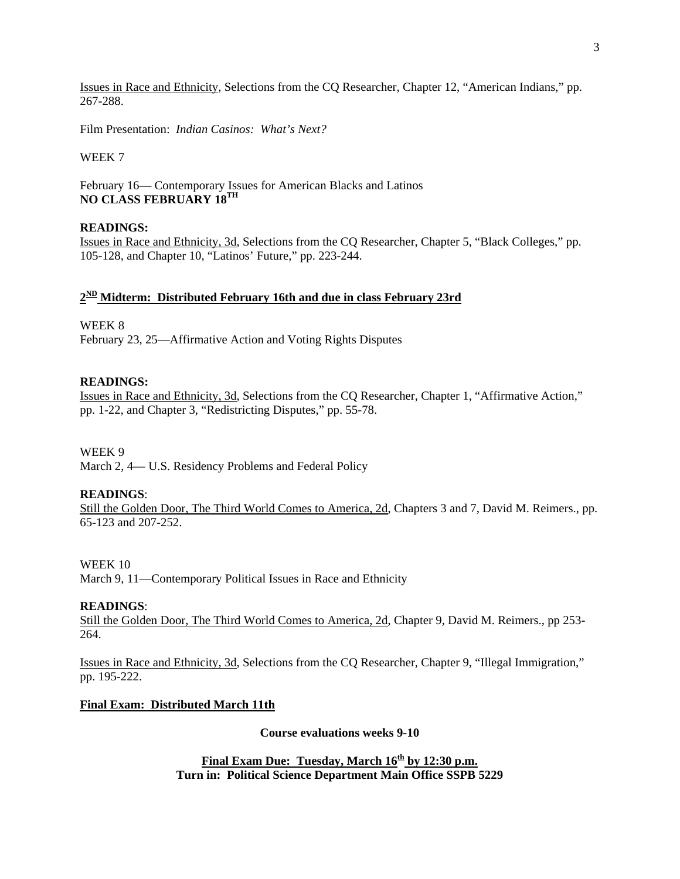Issues in Race and Ethnicity, Selections from the CQ Researcher, Chapter 12, "American Indians," pp. 267-288.

Film Presentation: *Indian Casinos: What's Next?*

WEEK 7

February 16— Contemporary Issues for American Blacks and Latinos
**NO CLASS FEBRUARY 18TH**

**READINGS:**
Issues in Race and Ethnicity, 3d, Selections from the CQ Researcher, Chapter 5, "Black Colleges," pp. 105-128, and Chapter 10, "Latinos' Future," pp. 223-244.

**2ND Midterm: Distributed February 16th and due in class February 23rd**

WEEK 8
February 23, 25—Affirmative Action and Voting Rights Disputes

**READINGS:**
Issues in Race and Ethnicity, 3d, Selections from the CQ Researcher, Chapter 1, "Affirmative Action," pp. 1-22, and Chapter 3, "Redistricting Disputes," pp. 55-78.

WEEK 9
March 2, 4— U.S. Residency Problems and Federal Policy

**READINGS**:
Still the Golden Door, The Third World Comes to America, 2d, Chapters 3 and 7, David M. Reimers., pp. 65-123 and 207-252.

WEEK 10
March 9, 11—Contemporary Political Issues in Race and Ethnicity

**READINGS**:
Still the Golden Door, The Third World Comes to America, 2d, Chapter 9, David M. Reimers., pp 253-264.

Issues in Race and Ethnicity, 3d, Selections from the CQ Researcher, Chapter 9, "Illegal Immigration," pp. 195-222.

**Final Exam: Distributed March 11th**

**Course evaluations weeks 9-10**

**Final Exam Due: Tuesday, March 16th by 12:30 p.m.**
**Turn in: Political Science Department Main Office SSPB 5229**